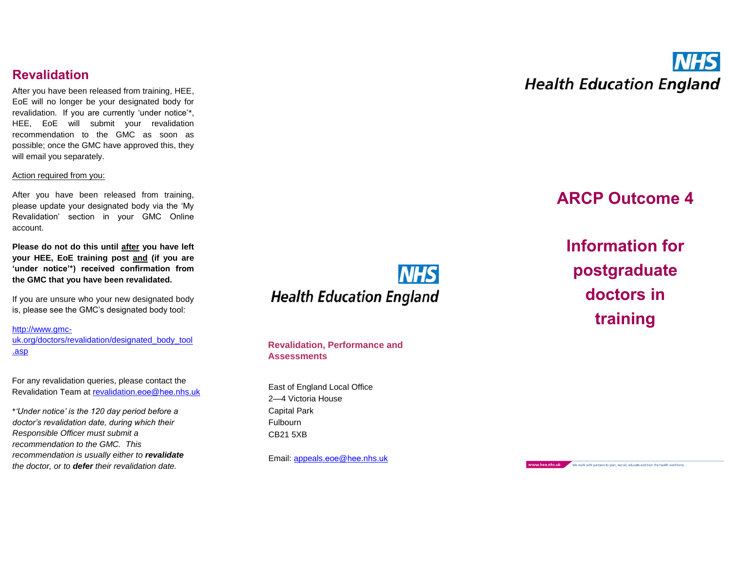## Revalidation

After you have been released from training, HEE, EoE will no longer be your designated body for revalidation. If you are currently 'under notice'*, HEE, EoE will submit your revalidation recommendation to the GMC as soon as possible; once the GMC have approved this, they will email you separately.

Action required from you:

After you have been released from training, please update your designated body via the 'My Revalidation' section in your GMC Online account.

**Please do not do this until after you have left your HEE, EoE training post and (if you are 'under notice'*) received confirmation from the GMC that you have been revalidated.**

If you are unsure who your new designated body is, please see the GMC's designated body tool:

http://www.gmc-uk.org/doctors/revalidation/designated_body_tool.asp

For any revalidation queries, please contact the Revalidation Team at revalidation.eoe@hee.nhs.uk

**'Under notice'* is the 120 day period before a doctor's revalidation date, during which their Responsible Officer must submit a recommendation to the GMC. This recommendation is usually either to ***revalidate*** the doctor, or to ***defer*** their revalidation date.*

NHS Health Education England

**Revalidation, Performance and Assessments**

East of England Local Office
2—4 Victoria House
Capital Park
Fulbourn
CB21 5XB

Email: appeals.eoe@hee.nhs.uk

NHS Health Education England

# ARCP Outcome 4

# Information for postgraduate doctors in training

www.hee.nhs.uk We work with partners to plan, recruit, educate and train the health workforce.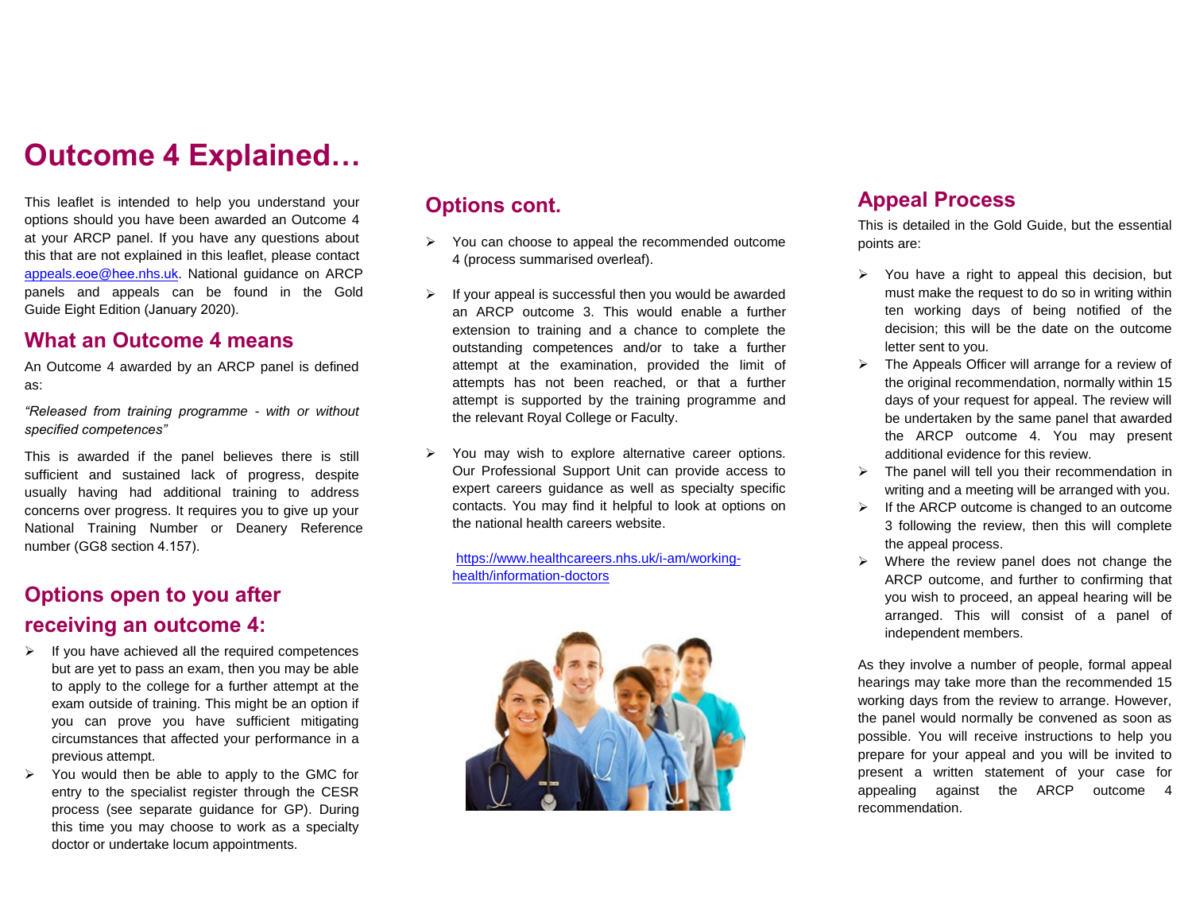# Outcome 4 Explained…

This leaflet is intended to help you understand your options should you have been awarded an Outcome 4 at your ARCP panel. If you have any questions about this that are not explained in this leaflet, please contact appeals.eoe@hee.nhs.uk. National guidance on ARCP panels and appeals can be found in the Gold Guide Eight Edition (January 2020).

## What an Outcome 4 means

An Outcome 4 awarded by an ARCP panel is defined as:

*"Released from training programme - with or without specified competences"*

This is awarded if the panel believes there is still sufficient and sustained lack of progress, despite usually having had additional training to address concerns over progress. It requires you to give up your National Training Number or Deanery Reference number (GG8 section 4.157).

## Options open to you after receiving an outcome 4:

- If you have achieved all the required competences but are yet to pass an exam, then you may be able to apply to the college for a further attempt at the exam outside of training. This might be an option if you can prove you have sufficient mitigating circumstances that affected your performance in a previous attempt.
- You would then be able to apply to the GMC for entry to the specialist register through the CESR process (see separate guidance for GP). During this time you may choose to work as a specialty doctor or undertake locum appointments.

## Options cont.

- You can choose to appeal the recommended outcome 4 (process summarised overleaf).
- If your appeal is successful then you would be awarded an ARCP outcome 3. This would enable a further extension to training and a chance to complete the outstanding competences and/or to take a further attempt at the examination, provided the limit of attempts has not been reached, or that a further attempt is supported by the training programme and the relevant Royal College or Faculty.
- You may wish to explore alternative career options. Our Professional Support Unit can provide access to expert careers guidance as well as specialty specific contacts. You may find it helpful to look at options on the national health careers website.

  https://www.healthcareers.nhs.uk/i-am/working-health/information-doctors

## Appeal Process

This is detailed in the Gold Guide, but the essential points are:

- You have a right to appeal this decision, but must make the request to do so in writing within ten working days of being notified of the decision; this will be the date on the outcome letter sent to you.
- The Appeals Officer will arrange for a review of the original recommendation, normally within 15 days of your request for appeal. The review will be undertaken by the same panel that awarded the ARCP outcome 4. You may present additional evidence for this review.
- The panel will tell you their recommendation in writing and a meeting will be arranged with you.
- If the ARCP outcome is changed to an outcome 3 following the review, then this will complete the appeal process.
- Where the review panel does not change the ARCP outcome, and further to confirming that you wish to proceed, an appeal hearing will be arranged. This will consist of a panel of independent members.

As they involve a number of people, formal appeal hearings may take more than the recommended 15 working days from the review to arrange. However, the panel would normally be convened as soon as possible. You will receive instructions to help you prepare for your appeal and you will be invited to present a written statement of your case for appealing against the ARCP outcome 4 recommendation.